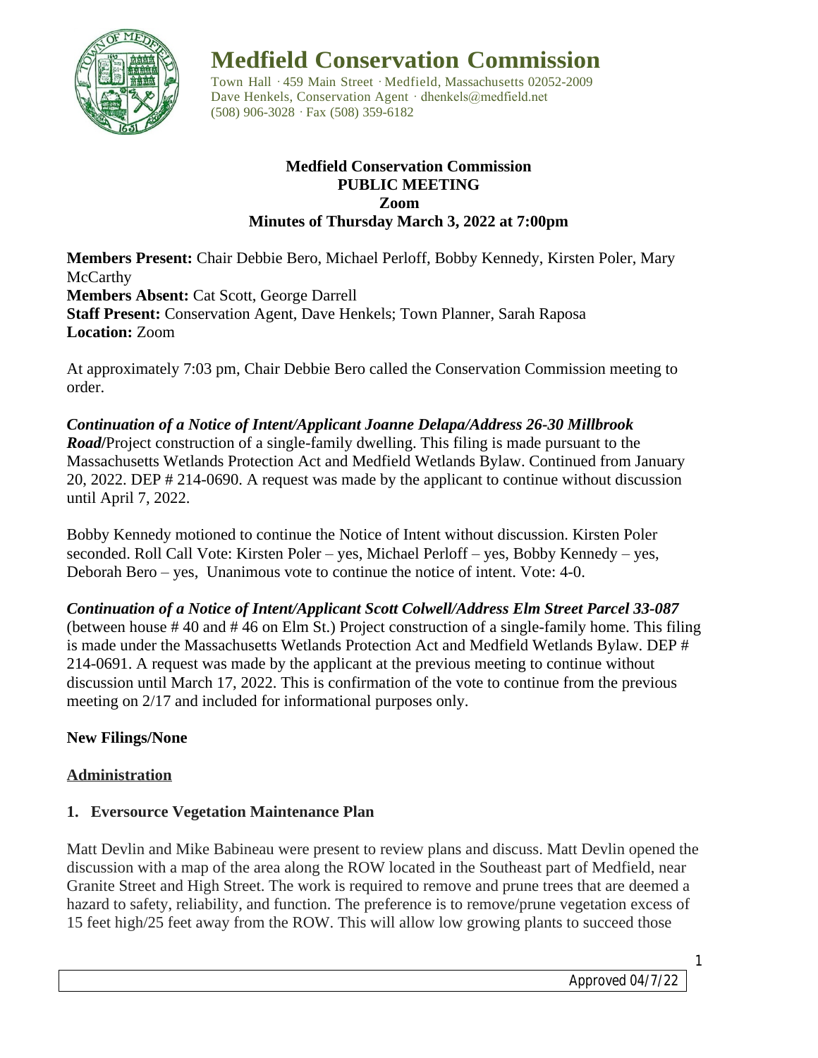# Medfield Conservation Commission

Town Hall · 459 Main Street · Medfield, Massachusetts 02052-2009
Dave Henkels, Conservation Agent · dhenkels@medfield.net
(508) 906-3028 · Fax (508) 359-6182

**Medfield Conservation Commission**
**PUBLIC MEETING**
**Zoom**
**Minutes of Thursday March 3, 2022 at 7:00pm**

**Members Present:** Chair Debbie Bero, Michael Perloff, Bobby Kennedy, Kirsten Poler, Mary McCarthy
**Members Absent:** Cat Scott, George Darrell
**Staff Present:** Conservation Agent, Dave Henkels; Town Planner, Sarah Raposa
**Location:** Zoom

At approximately 7:03 pm, Chair Debbie Bero called the Conservation Commission meeting to order.

***Continuation of a Notice of Intent/Applicant Joanne Delapa/Address 26-30 Millbrook Road/***Project construction of a single-family dwelling. This filing is made pursuant to the Massachusetts Wetlands Protection Act and Medfield Wetlands Bylaw. Continued from January 20, 2022. DEP # 214-0690. A request was made by the applicant to continue without discussion until April 7, 2022.

Bobby Kennedy motioned to continue the Notice of Intent without discussion. Kirsten Poler seconded. Roll Call Vote: Kirsten Poler – yes, Michael Perloff – yes, Bobby Kennedy – yes, Deborah Bero – yes, Unanimous vote to continue the notice of intent. Vote: 4-0.

***Continuation of a Notice of Intent/Applicant Scott Colwell/Address Elm Street Parcel 33-087*** (between house # 40 and # 46 on Elm St.) Project construction of a single-family home. This filing is made under the Massachusetts Wetlands Protection Act and Medfield Wetlands Bylaw. DEP # 214-0691. A request was made by the applicant at the previous meeting to continue without discussion until March 17, 2022. This is confirmation of the vote to continue from the previous meeting on 2/17 and included for informational purposes only.

**New Filings/None**

**Administration**

**1. Eversource Vegetation Maintenance Plan**

Matt Devlin and Mike Babineau were present to review plans and discuss. Matt Devlin opened the discussion with a map of the area along the ROW located in the Southeast part of Medfield, near Granite Street and High Street. The work is required to remove and prune trees that are deemed a hazard to safety, reliability, and function. The preference is to remove/prune vegetation excess of 15 feet high/25 feet away from the ROW. This will allow low growing plants to succeed those

Approved 04/7/22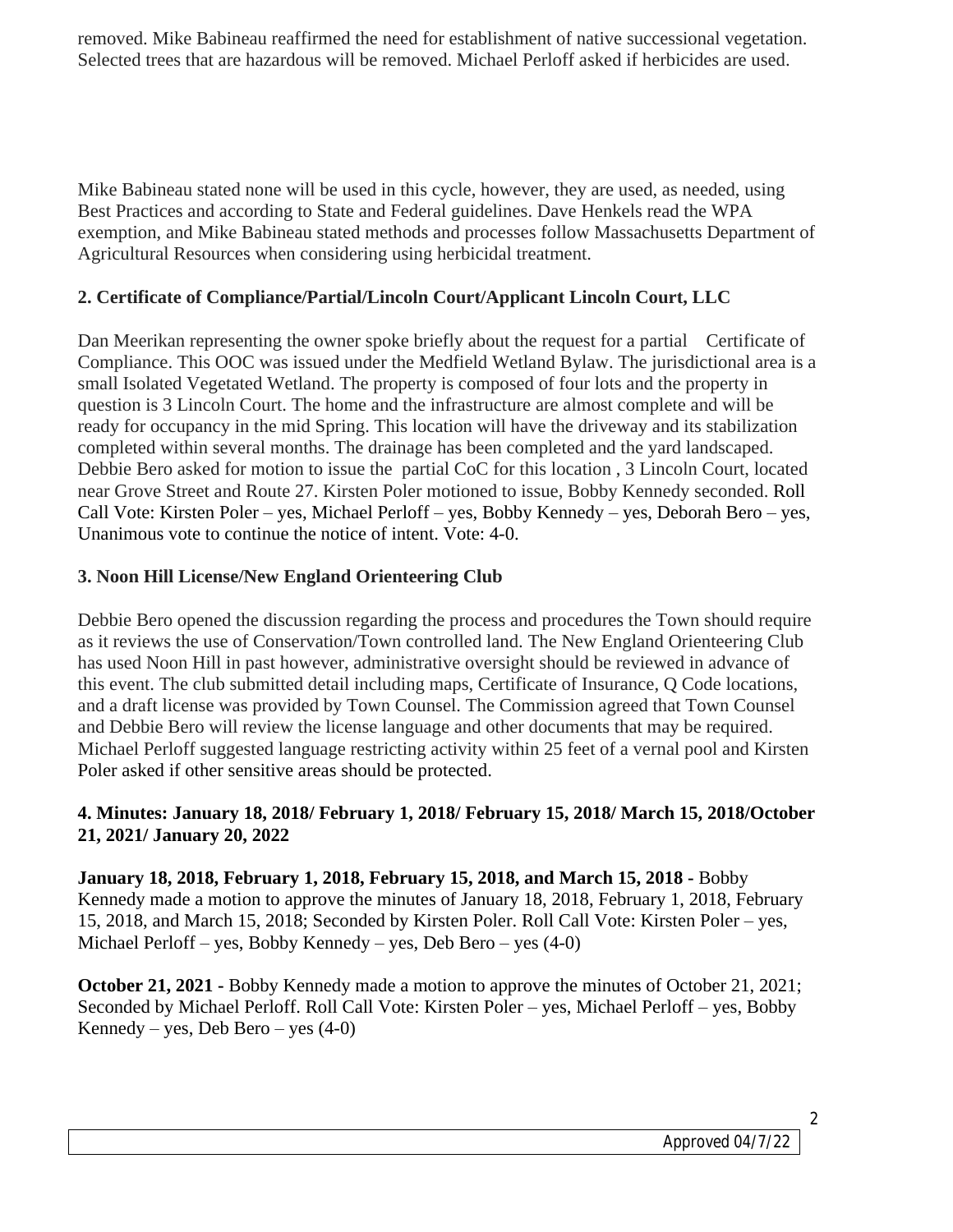removed. Mike Babineau reaffirmed the need for establishment of native successional vegetation. Selected trees that are hazardous will be removed. Michael Perloff asked if herbicides are used.

Mike Babineau stated none will be used in this cycle, however, they are used, as needed, using Best Practices and according to State and Federal guidelines. Dave Henkels read the WPA exemption, and Mike Babineau stated methods and processes follow Massachusetts Department of Agricultural Resources when considering using herbicidal treatment.

**2. Certificate of Compliance/Partial/Lincoln Court/Applicant Lincoln Court, LLC**

Dan Meerikan representing the owner spoke briefly about the request for a partial Certificate of Compliance. This OOC was issued under the Medfield Wetland Bylaw. The jurisdictional area is a small Isolated Vegetated Wetland. The property is composed of four lots and the property in question is 3 Lincoln Court. The home and the infrastructure are almost complete and will be ready for occupancy in the mid Spring. This location will have the driveway and its stabilization completed within several months. The drainage has been completed and the yard landscaped. Debbie Bero asked for motion to issue the partial CoC for this location , 3 Lincoln Court, located near Grove Street and Route 27. Kirsten Poler motioned to issue, Bobby Kennedy seconded. Roll Call Vote: Kirsten Poler – yes, Michael Perloff – yes, Bobby Kennedy – yes, Deborah Bero – yes, Unanimous vote to continue the notice of intent. Vote: 4-0.

**3. Noon Hill License/New England Orienteering Club**

Debbie Bero opened the discussion regarding the process and procedures the Town should require as it reviews the use of Conservation/Town controlled land. The New England Orienteering Club has used Noon Hill in past however, administrative oversight should be reviewed in advance of this event. The club submitted detail including maps, Certificate of Insurance, Q Code locations, and a draft license was provided by Town Counsel. The Commission agreed that Town Counsel and Debbie Bero will review the license language and other documents that may be required. Michael Perloff suggested language restricting activity within 25 feet of a vernal pool and Kirsten Poler asked if other sensitive areas should be protected.

**4. Minutes: January 18, 2018/ February 1, 2018/ February 15, 2018/ March 15, 2018/October 21, 2021/ January 20, 2022**

**January 18, 2018, February 1, 2018, February 15, 2018, and March 15, 2018 -** Bobby Kennedy made a motion to approve the minutes of January 18, 2018, February 1, 2018, February 15, 2018, and March 15, 2018; Seconded by Kirsten Poler. Roll Call Vote: Kirsten Poler – yes, Michael Perloff – yes, Bobby Kennedy – yes, Deb Bero – yes (4-0)

**October 21, 2021 -** Bobby Kennedy made a motion to approve the minutes of October 21, 2021; Seconded by Michael Perloff. Roll Call Vote: Kirsten Poler – yes, Michael Perloff – yes, Bobby Kennedy – yes, Deb Bero – yes (4-0)

Approved 04/7/22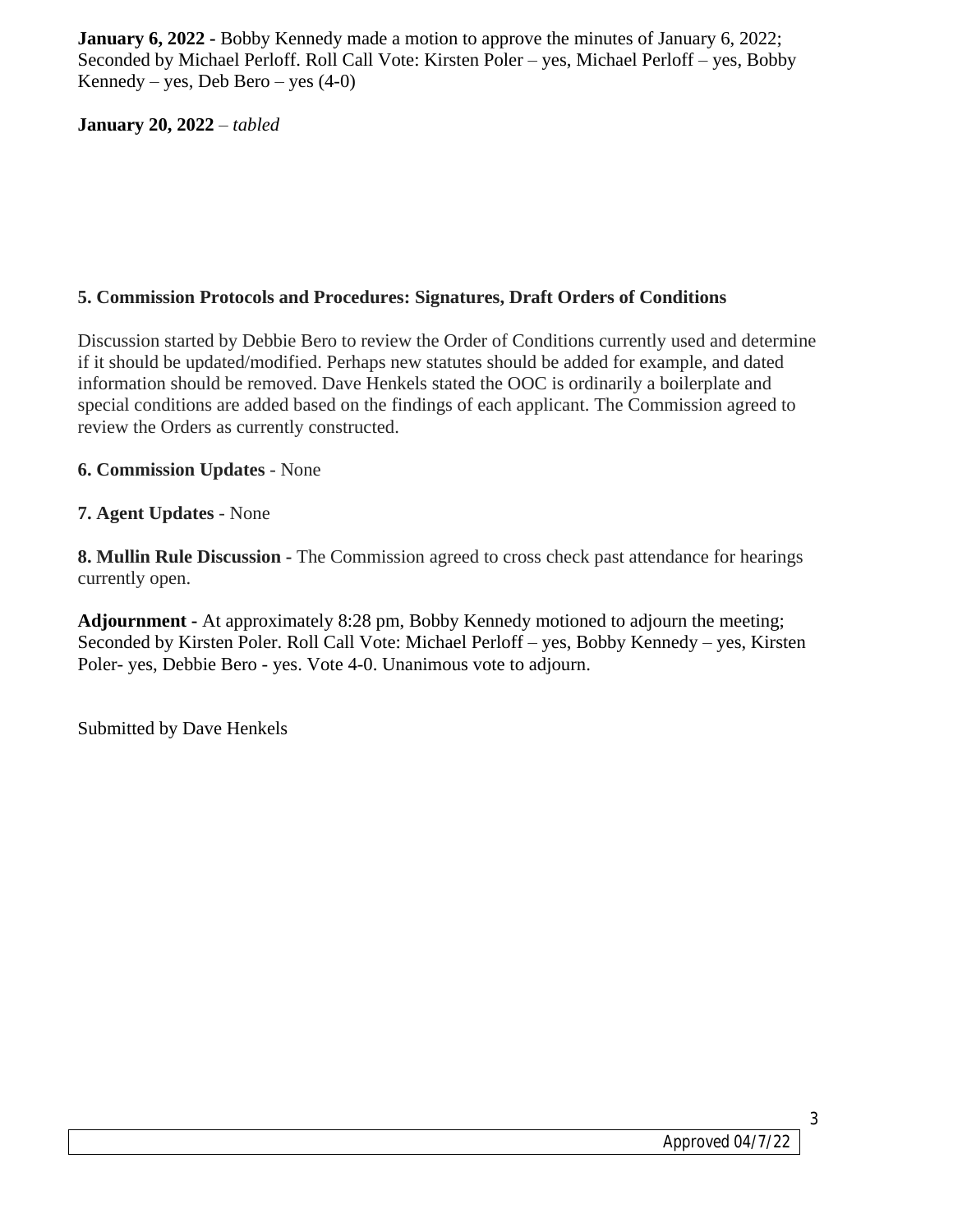**January 6, 2022 -** Bobby Kennedy made a motion to approve the minutes of January 6, 2022; Seconded by Michael Perloff. Roll Call Vote: Kirsten Poler – yes, Michael Perloff – yes, Bobby Kennedy – yes, Deb Bero – yes (4-0)

**January 20, 2022** – *tabled*

**5. Commission Protocols and Procedures: Signatures, Draft Orders of Conditions**

Discussion started by Debbie Bero to review the Order of Conditions currently used and determine if it should be updated/modified. Perhaps new statutes should be added for example, and dated information should be removed. Dave Henkels stated the OOC is ordinarily a boilerplate and special conditions are added based on the findings of each applicant. The Commission agreed to review the Orders as currently constructed.

**6. Commission Updates** - None

**7. Agent Updates** - None

**8. Mullin Rule Discussion -** The Commission agreed to cross check past attendance for hearings currently open.

**Adjournment -** At approximately 8:28 pm, Bobby Kennedy motioned to adjourn the meeting; Seconded by Kirsten Poler. Roll Call Vote: Michael Perloff – yes, Bobby Kennedy – yes, Kirsten Poler- yes, Debbie Bero - yes. Vote 4-0. Unanimous vote to adjourn.

Submitted by Dave Henkels

Approved 04/7/22